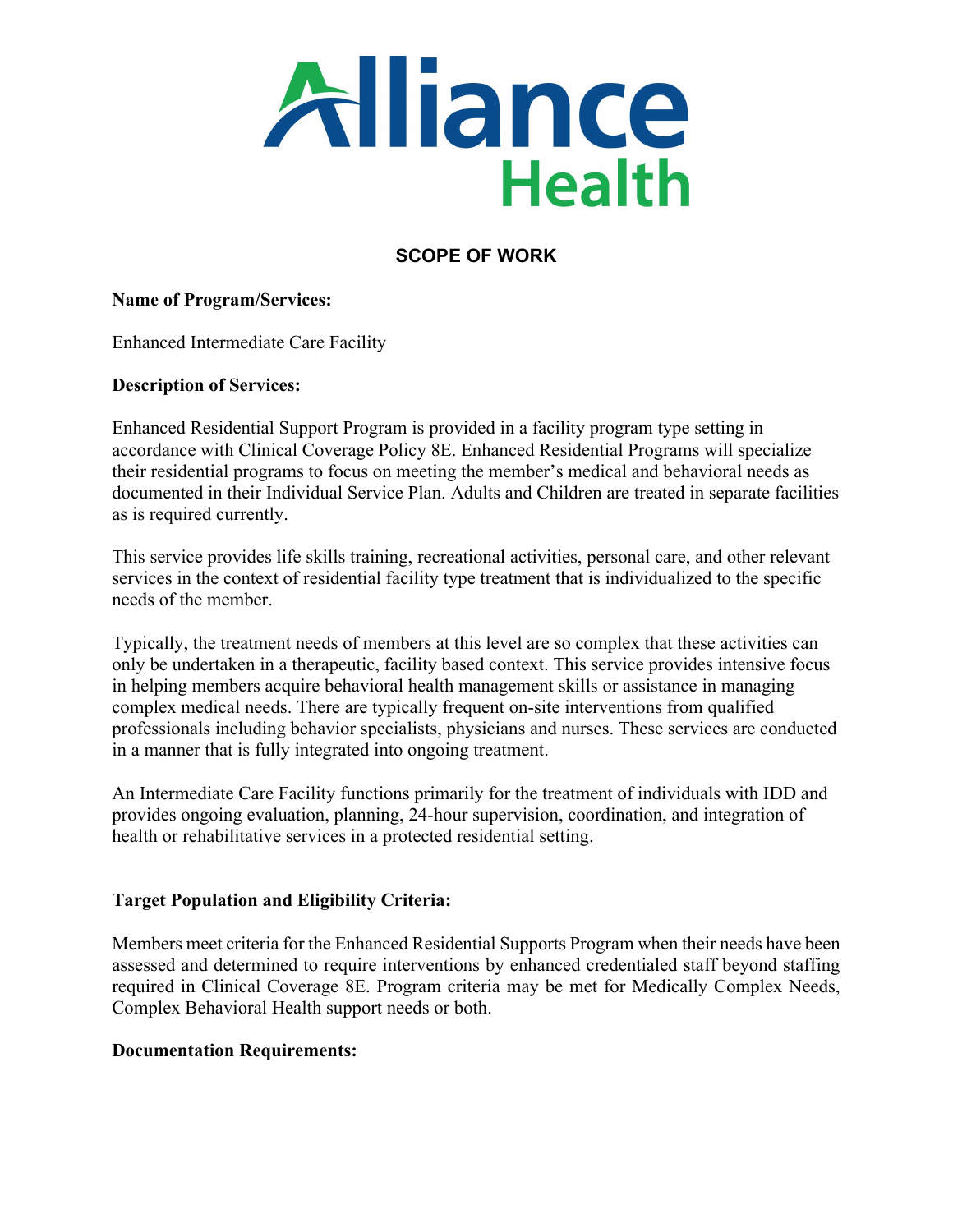Alliance Health

## SCOPE OF WORK

**Name of Program/Services:**

Enhanced Intermediate Care Facility

**Description of Services:**

Enhanced Residential Support Program is provided in a facility program type setting in accordance with Clinical Coverage Policy 8E. Enhanced Residential Programs will specialize their residential programs to focus on meeting the member's medical and behavioral needs as documented in their Individual Service Plan. Adults and Children are treated in separate facilities as is required currently.

This service provides life skills training, recreational activities, personal care, and other relevant services in the context of residential facility type treatment that is individualized to the specific needs of the member.

Typically, the treatment needs of members at this level are so complex that these activities can only be undertaken in a therapeutic, facility based context. This service provides intensive focus in helping members acquire behavioral health management skills or assistance in managing complex medical needs. There are typically frequent on-site interventions from qualified professionals including behavior specialists, physicians and nurses. These services are conducted in a manner that is fully integrated into ongoing treatment.

An Intermediate Care Facility functions primarily for the treatment of individuals with IDD and provides ongoing evaluation, planning, 24-hour supervision, coordination, and integration of health or rehabilitative services in a protected residential setting.

**Target Population and Eligibility Criteria:**

Members meet criteria for the Enhanced Residential Supports Program when their needs have been assessed and determined to require interventions by enhanced credentialed staff beyond staffing required in Clinical Coverage 8E. Program criteria may be met for Medically Complex Needs, Complex Behavioral Health support needs or both.

**Documentation Requirements:**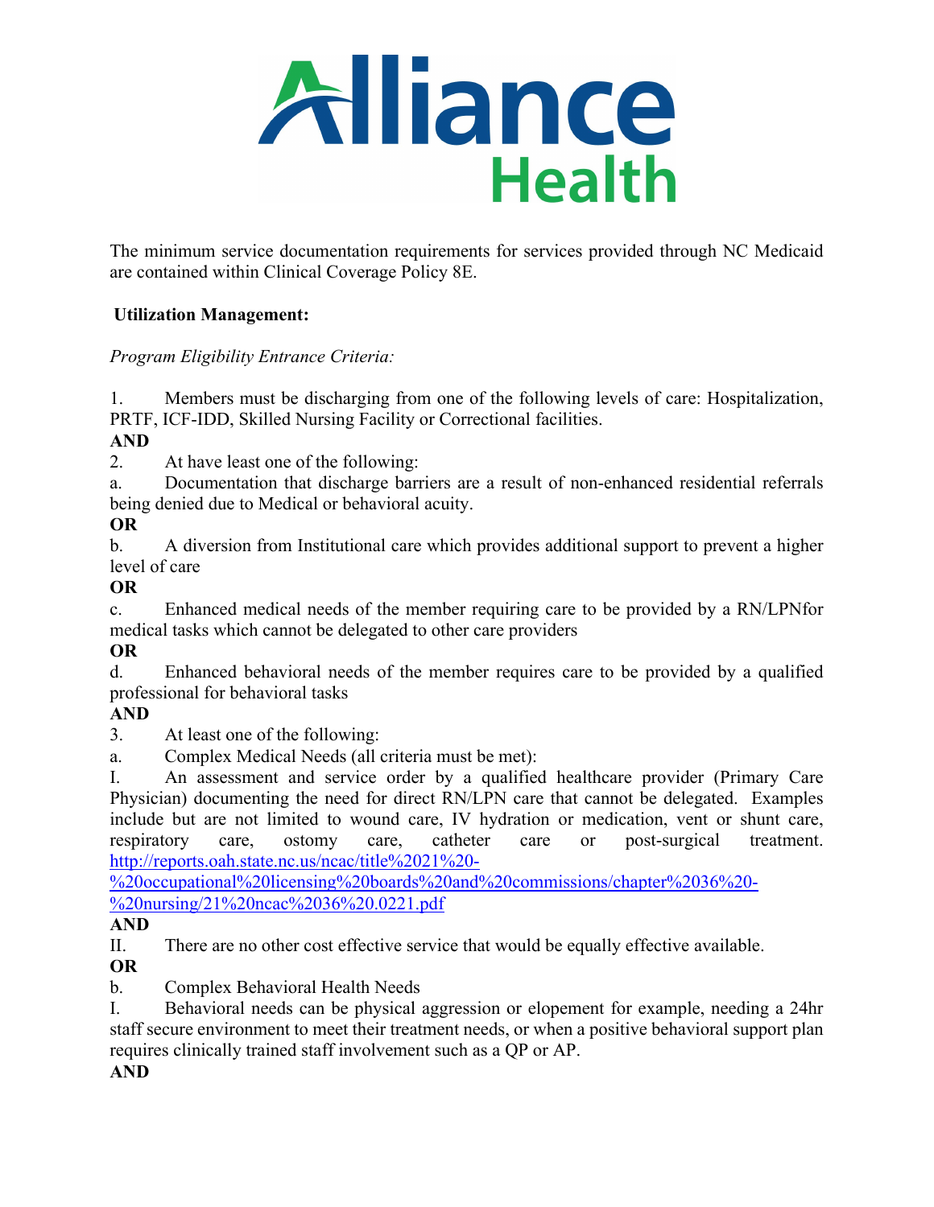The minimum service documentation requirements for services provided through NC Medicaid are contained within Clinical Coverage Policy 8E.

**Utilization Management:**

*Program Eligibility Entrance Criteria:*

1. Members must be discharging from one of the following levels of care: Hospitalization, PRTF, ICF-IDD, Skilled Nursing Facility or Correctional facilities.

**AND**

2. At have least one of the following:

a. Documentation that discharge barriers are a result of non-enhanced residential referrals being denied due to Medical or behavioral acuity.

**OR**

b. A diversion from Institutional care which provides additional support to prevent a higher level of care

**OR**

c. Enhanced medical needs of the member requiring care to be provided by a RN/LPNfor medical tasks which cannot be delegated to other care providers

**OR**

d. Enhanced behavioral needs of the member requires care to be provided by a qualified professional for behavioral tasks

**AND**

3. At least one of the following:

a. Complex Medical Needs (all criteria must be met):

I. An assessment and service order by a qualified healthcare provider (Primary Care Physician) documenting the need for direct RN/LPN care that cannot be delegated. Examples include but are not limited to wound care, IV hydration or medication, vent or shunt care, respiratory care, ostomy care, catheter care or post-surgical treatment. [http://reports.oah.state.nc.us/ncac/title%2021%20-%20occupational%20licensing%20boards%20and%20commissions/chapter%2036%20-%20nursing/21%20ncac%2036%20.0221.pdf](http://reports.oah.state.nc.us/ncac/title%2021%20-%20occupational%20licensing%20boards%20and%20commissions/chapter%2036%20-%20nursing/21%20ncac%2036%20.0221.pdf)

**AND**

II. There are no other cost effective service that would be equally effective available.

**OR**

b. Complex Behavioral Health Needs

I. Behavioral needs can be physical aggression or elopement for example, needing a 24hr staff secure environment to meet their treatment needs, or when a positive behavioral support plan requires clinically trained staff involvement such as a QP or AP.

**AND**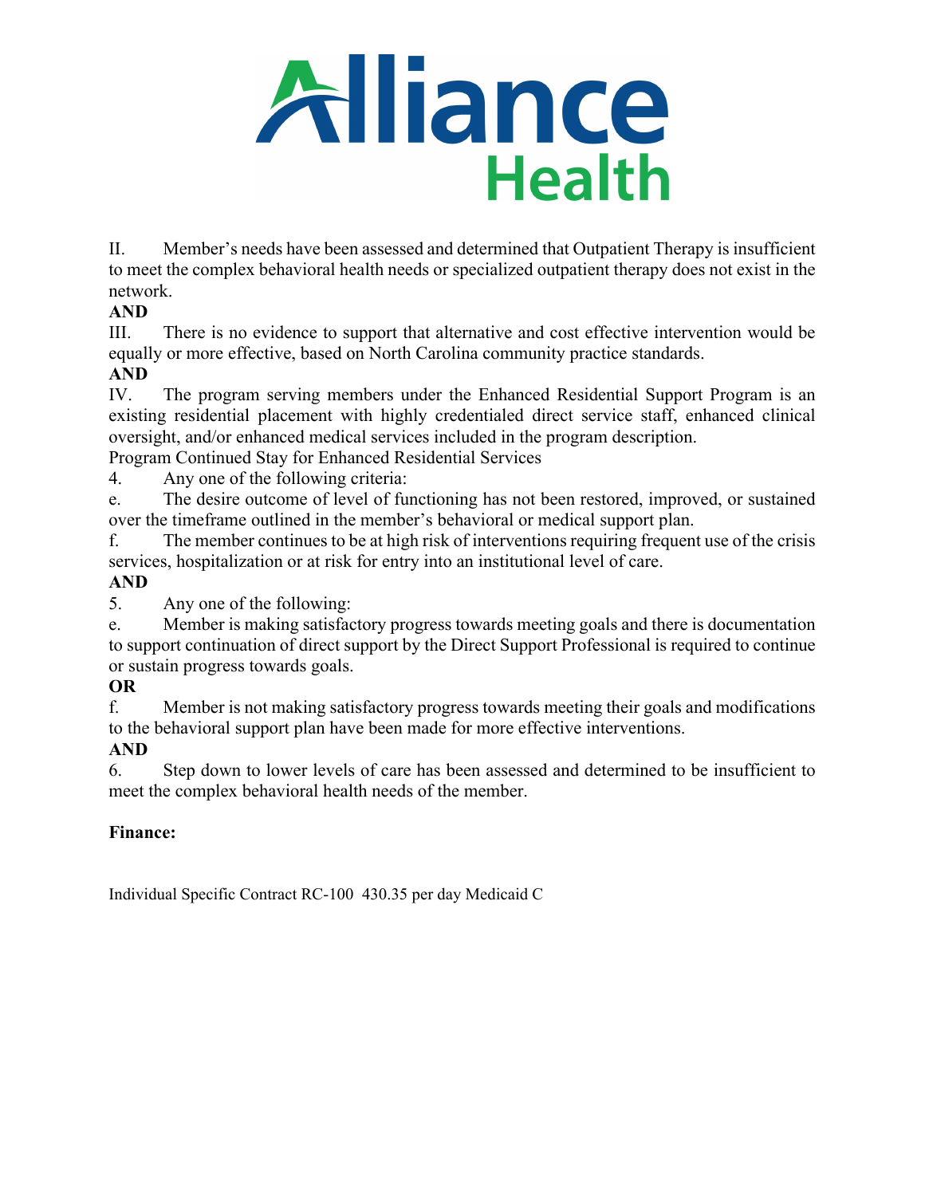II. Member's needs have been assessed and determined that Outpatient Therapy is insufficient to meet the complex behavioral health needs or specialized outpatient therapy does not exist in the network.

**AND**

III. There is no evidence to support that alternative and cost effective intervention would be equally or more effective, based on North Carolina community practice standards.

**AND**

IV. The program serving members under the Enhanced Residential Support Program is an existing residential placement with highly credentialed direct service staff, enhanced clinical oversight, and/or enhanced medical services included in the program description.

Program Continued Stay for Enhanced Residential Services

4. Any one of the following criteria:

e. The desire outcome of level of functioning has not been restored, improved, or sustained over the timeframe outlined in the member's behavioral or medical support plan.

f. The member continues to be at high risk of interventions requiring frequent use of the crisis services, hospitalization or at risk for entry into an institutional level of care.

**AND**

5. Any one of the following:

e. Member is making satisfactory progress towards meeting goals and there is documentation to support continuation of direct support by the Direct Support Professional is required to continue or sustain progress towards goals.

**OR**

f. Member is not making satisfactory progress towards meeting their goals and modifications to the behavioral support plan have been made for more effective interventions.

**AND**

6. Step down to lower levels of care has been assessed and determined to be insufficient to meet the complex behavioral health needs of the member.

**Finance:**

Individual Specific Contract RC-100 430.35 per day Medicaid C